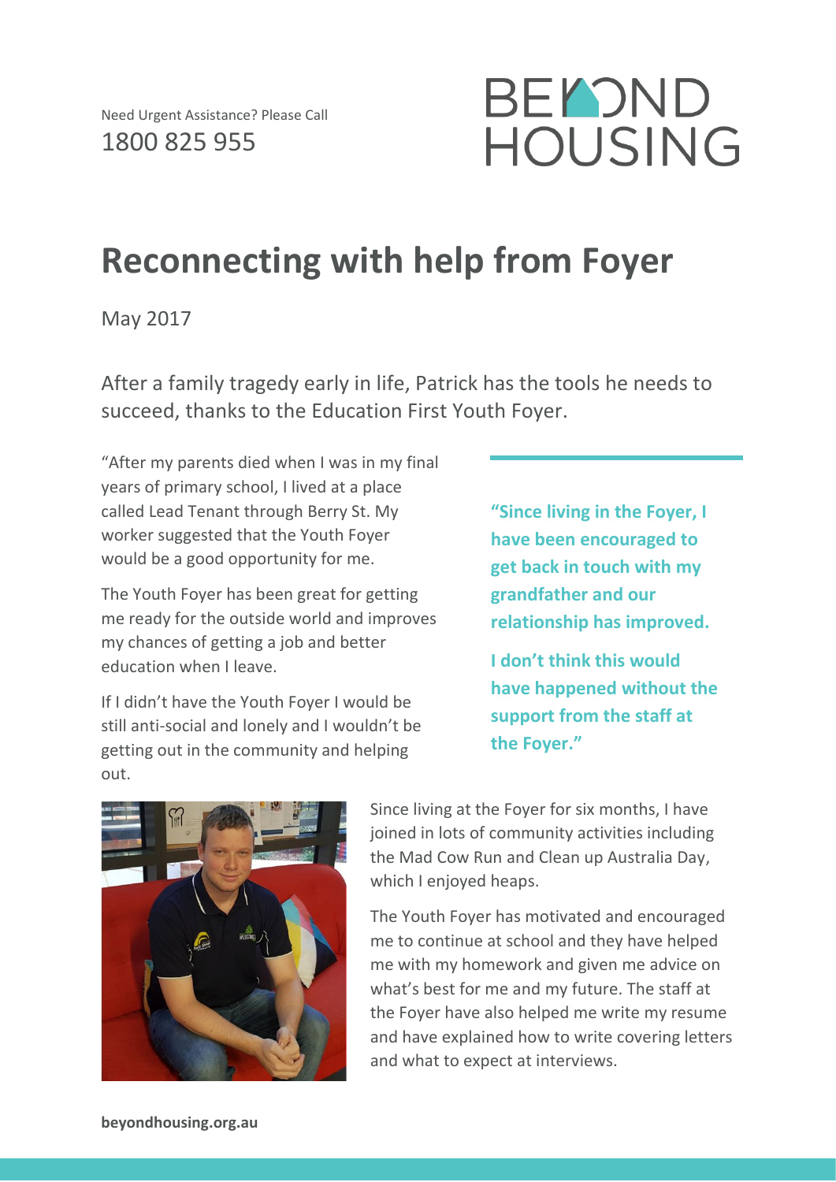Need Urgent Assistance? Please Call
1800 825 955

BEYOND HOUSING

# Reconnecting with help from Foyer

May 2017

After a family tragedy early in life, Patrick has the tools he needs to succeed, thanks to the Education First Youth Foyer.

"After my parents died when I was in my final years of primary school, I lived at a place called Lead Tenant through Berry St. My worker suggested that the Youth Foyer would be a good opportunity for me.

The Youth Foyer has been great for getting me ready for the outside world and improves my chances of getting a job and better education when I leave.

If I didn't have the Youth Foyer I would be still anti-social and lonely and I wouldn't be getting out in the community and helping out.

**"Since living in the Foyer, I have been encouraged to get back in touch with my grandfather and our relationship has improved.**

**I don't think this would have happened without the support from the staff at the Foyer."**

Since living at the Foyer for six months, I have joined in lots of community activities including the Mad Cow Run and Clean up Australia Day, which I enjoyed heaps.

The Youth Foyer has motivated and encouraged me to continue at school and they have helped me with my homework and given me advice on what's best for me and my future. The staff at the Foyer have also helped me write my resume and have explained how to write covering letters and what to expect at interviews.

beyondhousing.org.au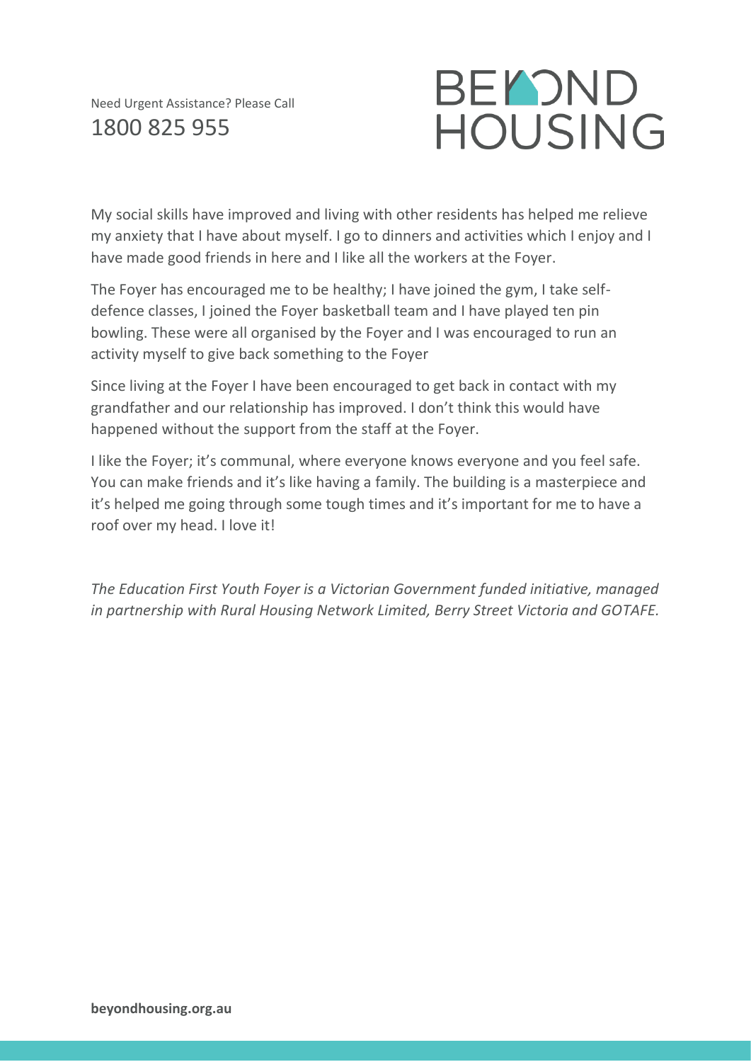My social skills have improved and living with other residents has helped me relieve my anxiety that I have about myself. I go to dinners and activities which I enjoy and I have made good friends in here and I like all the workers at the Foyer.

The Foyer has encouraged me to be healthy; I have joined the gym, I take self-defence classes, I joined the Foyer basketball team and I have played ten pin bowling. These were all organised by the Foyer and I was encouraged to run an activity myself to give back something to the Foyer

Since living at the Foyer I have been encouraged to get back in contact with my grandfather and our relationship has improved. I don't think this would have happened without the support from the staff at the Foyer.

I like the Foyer; it's communal, where everyone knows everyone and you feel safe. You can make friends and it's like having a family. The building is a masterpiece and it's helped me going through some tough times and it's important for me to have a roof over my head. I love it!

*The Education First Youth Foyer is a Victorian Government funded initiative, managed in partnership with Rural Housing Network Limited, Berry Street Victoria and GOTAFE.*